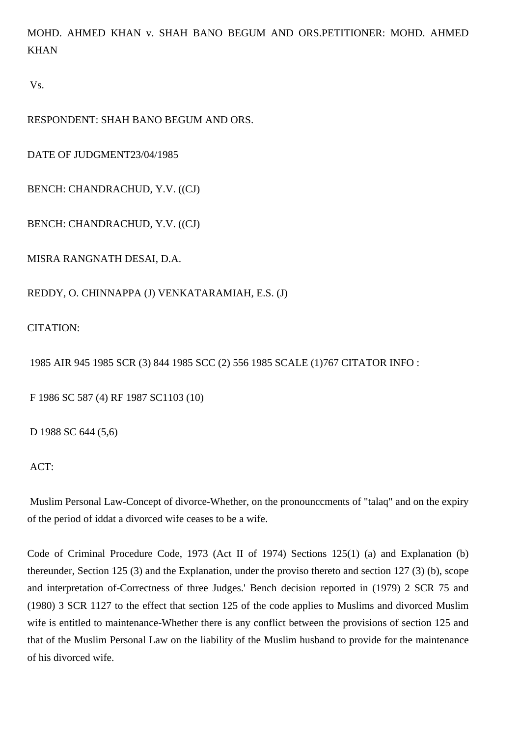MOHD. AHMED KHAN v. SHAH BANO BEGUM AND ORS.PETITIONER: MOHD. AHMED KHAN

Vs.

RESPONDENT: SHAH BANO BEGUM AND ORS.

DATE OF JUDGMENT23/04/1985

BENCH: CHANDRACHUD, Y.V. ((CJ)

BENCH: CHANDRACHUD, Y.V. ((CJ)

MISRA RANGNATH DESAI, D.A.

REDDY, O. CHINNAPPA (J) VENKATARAMIAH, E.S. (J)

CITATION:

1985 AIR 945 1985 SCR (3) 844 1985 SCC (2) 556 1985 SCALE (1)767 CITATOR INFO :

F 1986 SC 587 (4) RF 1987 SC1103 (10)

D 1988 SC 644 (5,6)

ACT:

Muslim Personal Law-Concept of divorce-Whether, on the pronounccments of "talaq" and on the expiry of the period of iddat a divorced wife ceases to be a wife.

Code of Criminal Procedure Code, 1973 (Act II of 1974) Sections 125(1) (a) and Explanation (b) thereunder, Section 125 (3) and the Explanation, under the proviso thereto and section 127 (3) (b), scope and interpretation of-Correctness of three Judges.' Bench decision reported in (1979) 2 SCR 75 and (1980) 3 SCR 1127 to the effect that section 125 of the code applies to Muslims and divorced Muslim wife is entitled to maintenance-Whether there is any conflict between the provisions of section 125 and that of the Muslim Personal Law on the liability of the Muslim husband to provide for the maintenance of his divorced wife.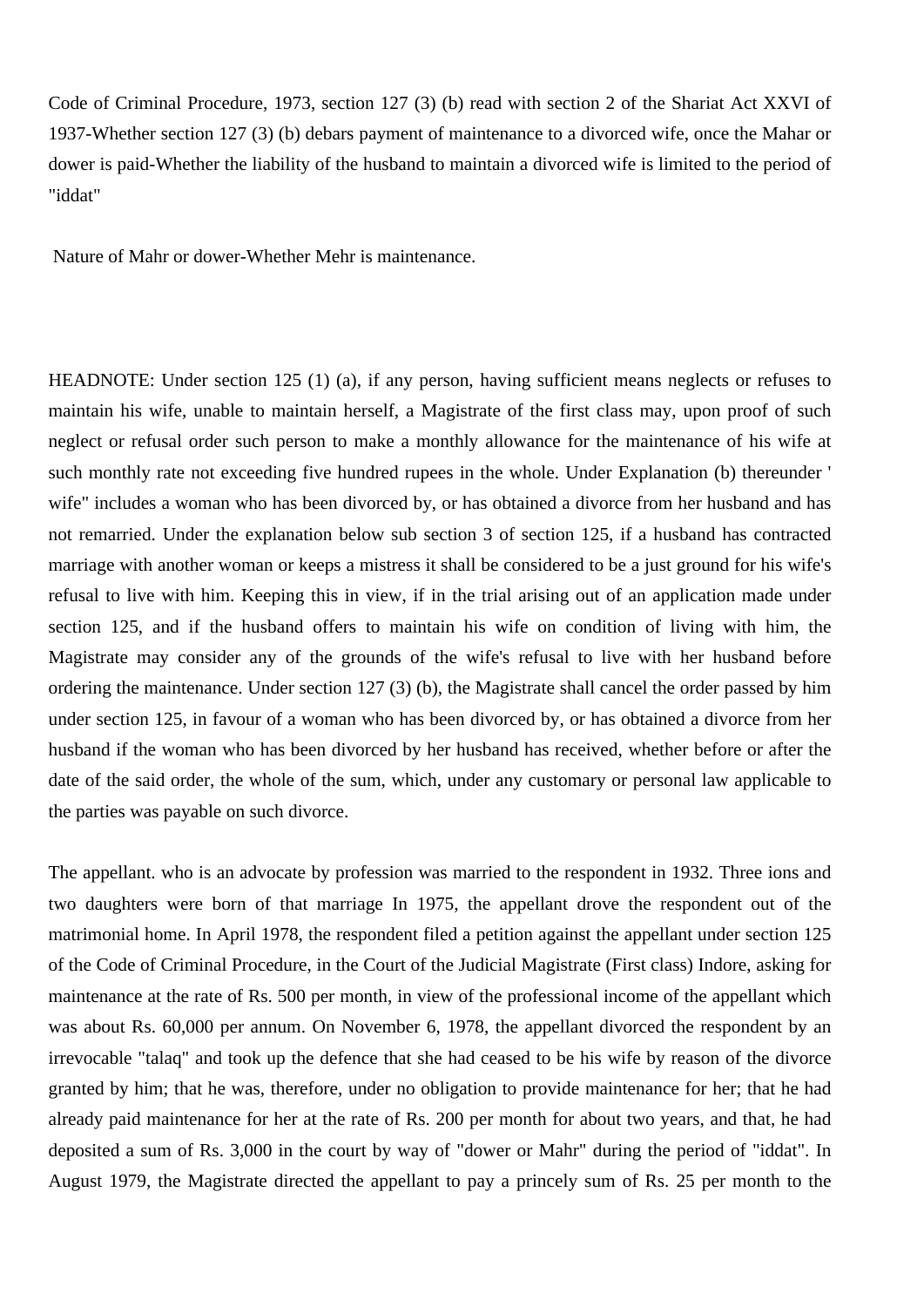Code of Criminal Procedure, 1973, section 127 (3) (b) read with section 2 of the Shariat Act XXVI of 1937-Whether section 127 (3) (b) debars payment of maintenance to a divorced wife, once the Mahar or dower is paid-Whether the liability of the husband to maintain a divorced wife is limited to the period of "iddat"

Nature of Mahr or dower-Whether Mehr is maintenance.

HEADNOTE: Under section 125 (1) (a), if any person, having sufficient means neglects or refuses to maintain his wife, unable to maintain herself, a Magistrate of the first class may, upon proof of such neglect or refusal order such person to make a monthly allowance for the maintenance of his wife at such monthly rate not exceeding five hundred rupees in the whole. Under Explanation (b) thereunder ' wife" includes a woman who has been divorced by, or has obtained a divorce from her husband and has not remarried. Under the explanation below sub section 3 of section 125, if a husband has contracted marriage with another woman or keeps a mistress it shall be considered to be a just ground for his wife's refusal to live with him. Keeping this in view, if in the trial arising out of an application made under section 125, and if the husband offers to maintain his wife on condition of living with him, the Magistrate may consider any of the grounds of the wife's refusal to live with her husband before ordering the maintenance. Under section 127 (3) (b), the Magistrate shall cancel the order passed by him under section 125, in favour of a woman who has been divorced by, or has obtained a divorce from her husband if the woman who has been divorced by her husband has received, whether before or after the date of the said order, the whole of the sum, which, under any customary or personal law applicable to the parties was payable on such divorce.

The appellant. who is an advocate by profession was married to the respondent in 1932. Three ions and two daughters were born of that marriage In 1975, the appellant drove the respondent out of the matrimonial home. In April 1978, the respondent filed a petition against the appellant under section 125 of the Code of Criminal Procedure, in the Court of the Judicial Magistrate (First class) Indore, asking for maintenance at the rate of Rs. 500 per month, in view of the professional income of the appellant which was about Rs. 60,000 per annum. On November 6, 1978, the appellant divorced the respondent by an irrevocable "talaq" and took up the defence that she had ceased to be his wife by reason of the divorce granted by him; that he was, therefore, under no obligation to provide maintenance for her; that he had already paid maintenance for her at the rate of Rs. 200 per month for about two years, and that, he had deposited a sum of Rs. 3,000 in the court by way of "dower or Mahr" during the period of "iddat". In August 1979, the Magistrate directed the appellant to pay a princely sum of Rs. 25 per month to the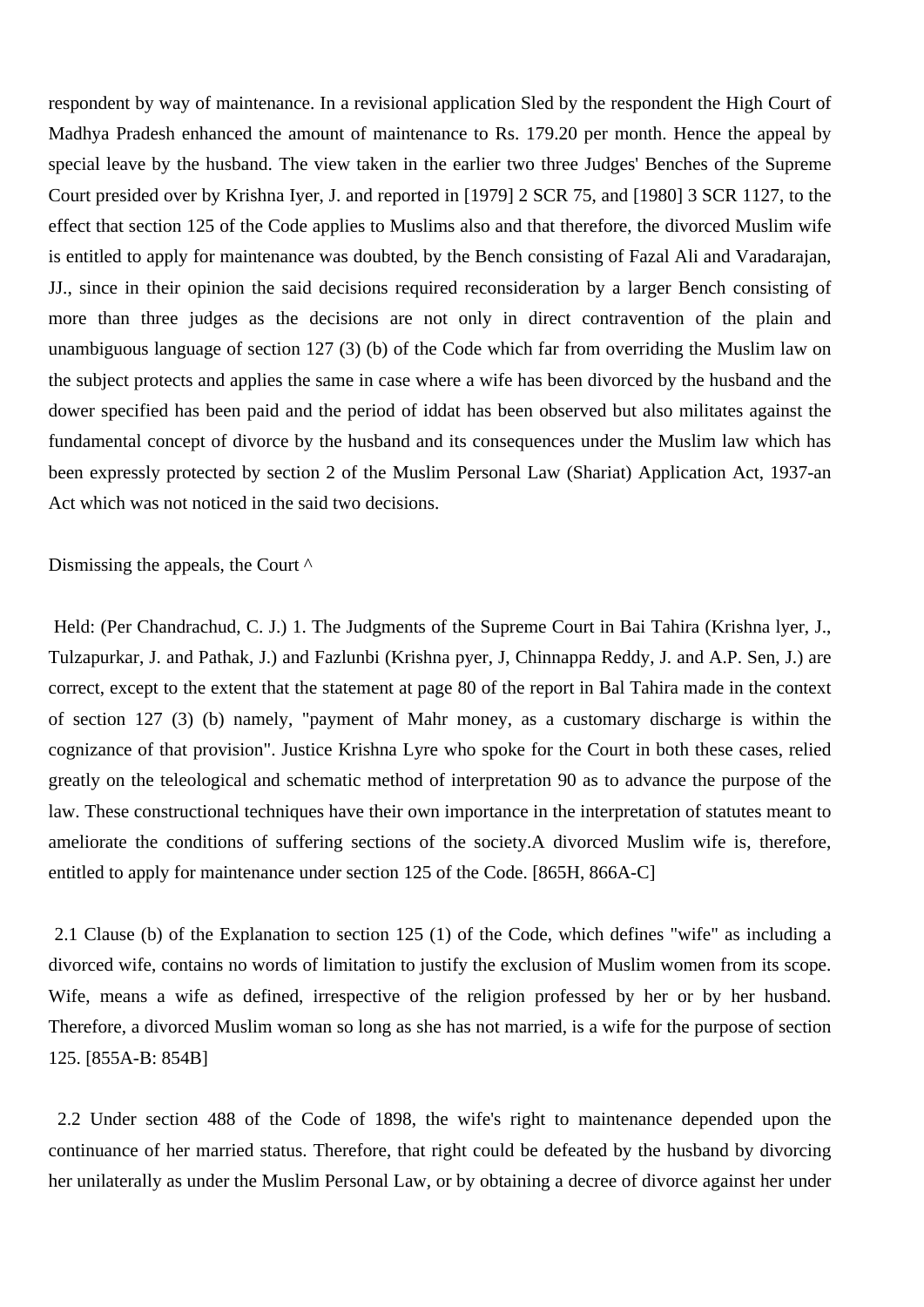respondent by way of maintenance. In a revisional application Sled by the respondent the High Court of Madhya Pradesh enhanced the amount of maintenance to Rs. 179.20 per month. Hence the appeal by special leave by the husband. The view taken in the earlier two three Judges' Benches of the Supreme Court presided over by Krishna Iyer, J. and reported in [1979] 2 SCR 75, and [1980] 3 SCR 1127, to the effect that section 125 of the Code applies to Muslims also and that therefore, the divorced Muslim wife is entitled to apply for maintenance was doubted, by the Bench consisting of Fazal Ali and Varadarajan, JJ., since in their opinion the said decisions required reconsideration by a larger Bench consisting of more than three judges as the decisions are not only in direct contravention of the plain and unambiguous language of section 127 (3) (b) of the Code which far from overriding the Muslim law on the subject protects and applies the same in case where a wife has been divorced by the husband and the dower specified has been paid and the period of iddat has been observed but also militates against the fundamental concept of divorce by the husband and its consequences under the Muslim law which has been expressly protected by section 2 of the Muslim Personal Law (Shariat) Application Act, 1937-an Act which was not noticed in the said two decisions.

Dismissing the appeals, the Court ^

Held: (Per Chandrachud, C. J.) 1. The Judgments of the Supreme Court in Bai Tahira (Krishna lyer, J., Tulzapurkar, J. and Pathak, J.) and Fazlunbi (Krishna pyer, J, Chinnappa Reddy, J. and A.P. Sen, J.) are correct, except to the extent that the statement at page 80 of the report in Bal Tahira made in the context of section 127 (3) (b) namely, "payment of Mahr money, as a customary discharge is within the cognizance of that provision". Justice Krishna Lyre who spoke for the Court in both these cases, relied greatly on the teleological and schematic method of interpretation 90 as to advance the purpose of the law. These constructional techniques have their own importance in the interpretation of statutes meant to ameliorate the conditions of suffering sections of the society.A divorced Muslim wife is, therefore, entitled to apply for maintenance under section 125 of the Code. [865H, 866A-C]

2.1 Clause (b) of the Explanation to section 125 (1) of the Code, which defines "wife" as including a divorced wife, contains no words of limitation to justify the exclusion of Muslim women from its scope. Wife, means a wife as defined, irrespective of the religion professed by her or by her husband. Therefore, a divorced Muslim woman so long as she has not married, is a wife for the purpose of section 125. [855A-B: 854B]

2.2 Under section 488 of the Code of 1898, the wife's right to maintenance depended upon the continuance of her married status. Therefore, that right could be defeated by the husband by divorcing her unilaterally as under the Muslim Personal Law, or by obtaining a decree of divorce against her under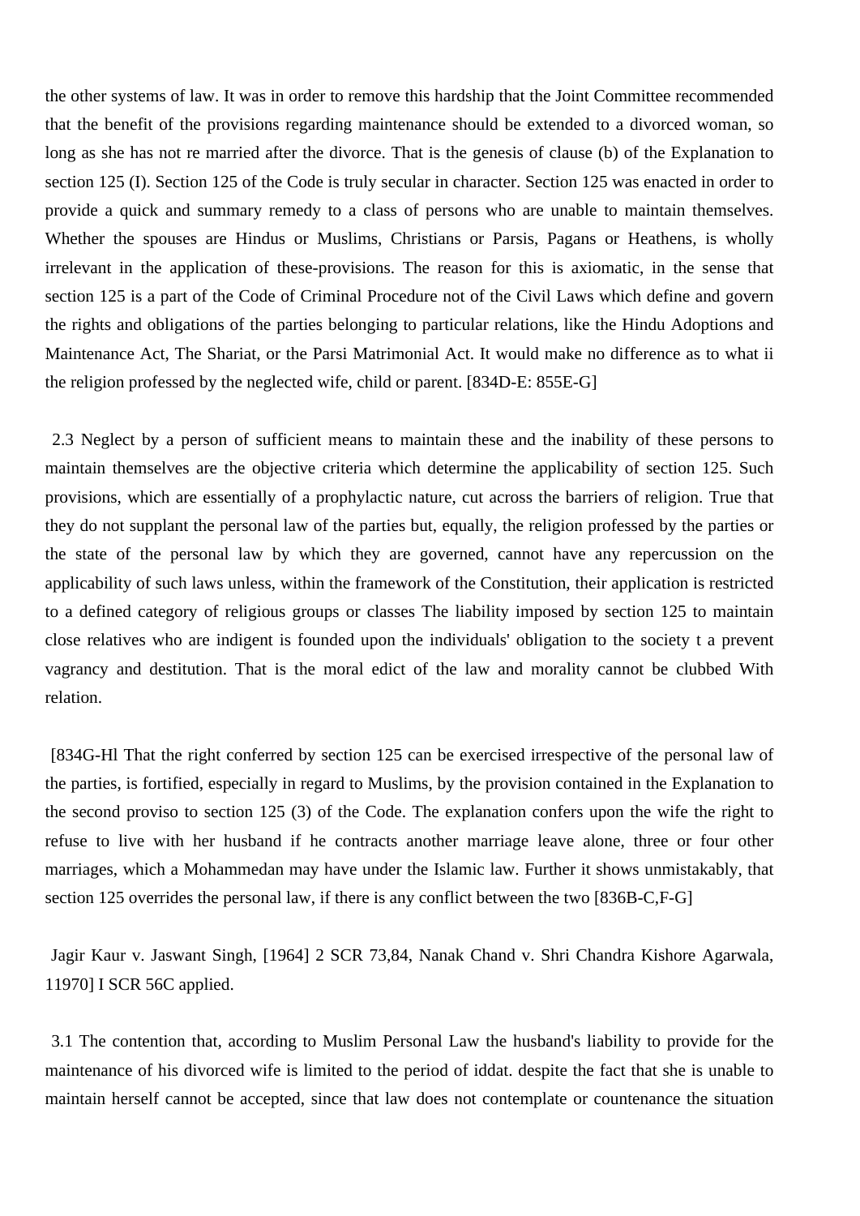the other systems of law. It was in order to remove this hardship that the Joint Committee recommended that the benefit of the provisions regarding maintenance should be extended to a divorced woman, so long as she has not re married after the divorce. That is the genesis of clause (b) of the Explanation to section 125 (I). Section 125 of the Code is truly secular in character. Section 125 was enacted in order to provide a quick and summary remedy to a class of persons who are unable to maintain themselves. Whether the spouses are Hindus or Muslims, Christians or Parsis, Pagans or Heathens, is wholly irrelevant in the application of these-provisions. The reason for this is axiomatic, in the sense that section 125 is a part of the Code of Criminal Procedure not of the Civil Laws which define and govern the rights and obligations of the parties belonging to particular relations, like the Hindu Adoptions and Maintenance Act, The Shariat, or the Parsi Matrimonial Act. It would make no difference as to what ii the religion professed by the neglected wife, child or parent. [834D-E: 855E-G]

2.3 Neglect by a person of sufficient means to maintain these and the inability of these persons to maintain themselves are the objective criteria which determine the applicability of section 125. Such provisions, which are essentially of a prophylactic nature, cut across the barriers of religion. True that they do not supplant the personal law of the parties but, equally, the religion professed by the parties or the state of the personal law by which they are governed, cannot have any repercussion on the applicability of such laws unless, within the framework of the Constitution, their application is restricted to a defined category of religious groups or classes The liability imposed by section 125 to maintain close relatives who are indigent is founded upon the individuals' obligation to the society t a prevent vagrancy and destitution. That is the moral edict of the law and morality cannot be clubbed With relation.

[834G-Hl That the right conferred by section 125 can be exercised irrespective of the personal law of the parties, is fortified, especially in regard to Muslims, by the provision contained in the Explanation to the second proviso to section 125 (3) of the Code. The explanation confers upon the wife the right to refuse to live with her husband if he contracts another marriage leave alone, three or four other marriages, which a Mohammedan may have under the Islamic law. Further it shows unmistakably, that section 125 overrides the personal law, if there is any conflict between the two [836B-C,F-G]

Jagir Kaur v. Jaswant Singh, [1964] 2 SCR 73,84, Nanak Chand v. Shri Chandra Kishore Agarwala, 11970] I SCR 56C applied.

3.1 The contention that, according to Muslim Personal Law the husband's liability to provide for the maintenance of his divorced wife is limited to the period of iddat. despite the fact that she is unable to maintain herself cannot be accepted, since that law does not contemplate or countenance the situation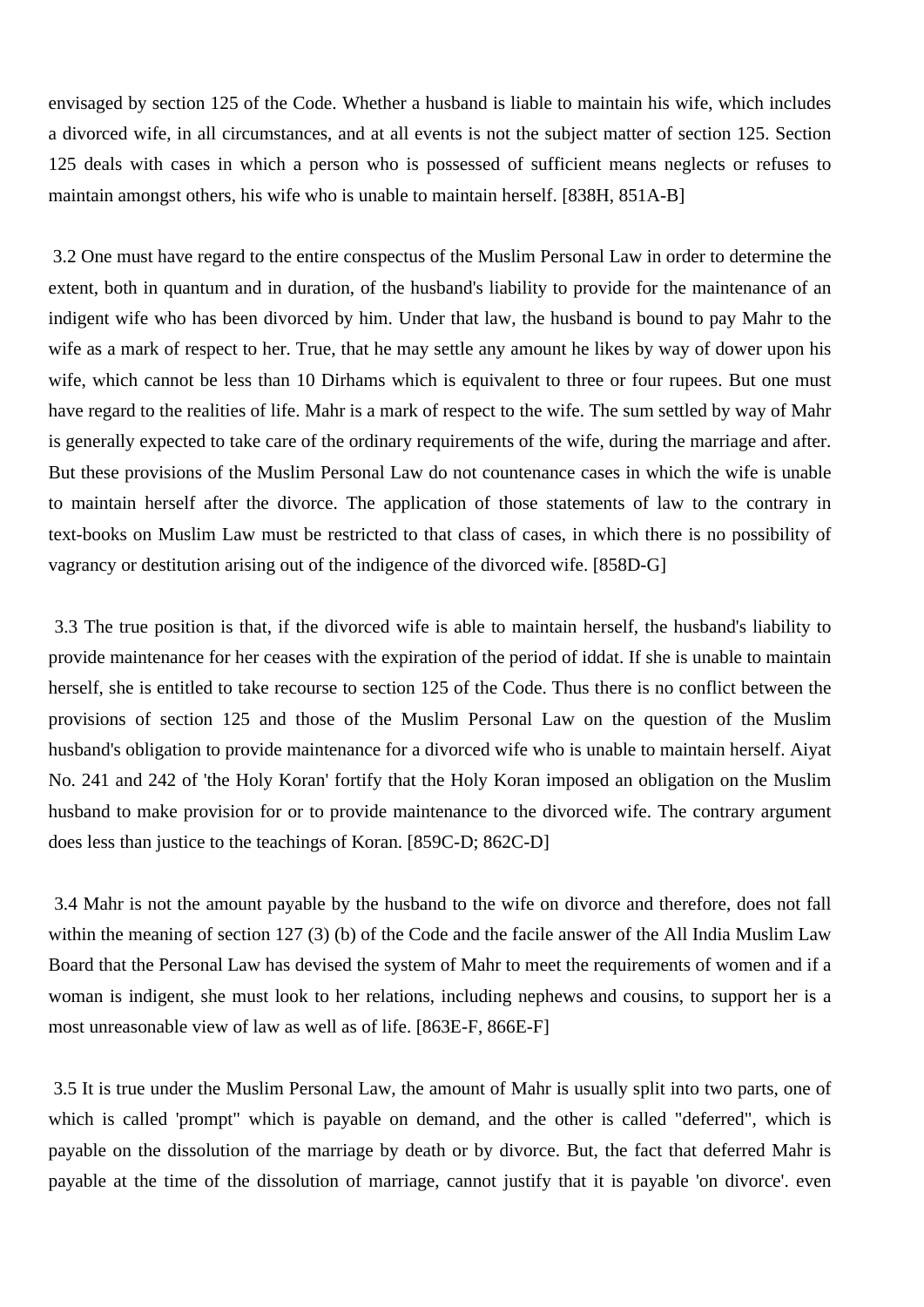envisaged by section 125 of the Code. Whether a husband is liable to maintain his wife, which includes a divorced wife, in all circumstances, and at all events is not the subject matter of section 125. Section 125 deals with cases in which a person who is possessed of sufficient means neglects or refuses to maintain amongst others, his wife who is unable to maintain herself. [838H, 851A-B]

3.2 One must have regard to the entire conspectus of the Muslim Personal Law in order to determine the extent, both in quantum and in duration, of the husband's liability to provide for the maintenance of an indigent wife who has been divorced by him. Under that law, the husband is bound to pay Mahr to the wife as a mark of respect to her. True, that he may settle any amount he likes by way of dower upon his wife, which cannot be less than 10 Dirhams which is equivalent to three or four rupees. But one must have regard to the realities of life. Mahr is a mark of respect to the wife. The sum settled by way of Mahr is generally expected to take care of the ordinary requirements of the wife, during the marriage and after. But these provisions of the Muslim Personal Law do not countenance cases in which the wife is unable to maintain herself after the divorce. The application of those statements of law to the contrary in text-books on Muslim Law must be restricted to that class of cases, in which there is no possibility of vagrancy or destitution arising out of the indigence of the divorced wife. [858D-G]

3.3 The true position is that, if the divorced wife is able to maintain herself, the husband's liability to provide maintenance for her ceases with the expiration of the period of iddat. If she is unable to maintain herself, she is entitled to take recourse to section 125 of the Code. Thus there is no conflict between the provisions of section 125 and those of the Muslim Personal Law on the question of the Muslim husband's obligation to provide maintenance for a divorced wife who is unable to maintain herself. Aiyat No. 241 and 242 of 'the Holy Koran' fortify that the Holy Koran imposed an obligation on the Muslim husband to make provision for or to provide maintenance to the divorced wife. The contrary argument does less than justice to the teachings of Koran. [859C-D; 862C-D]

3.4 Mahr is not the amount payable by the husband to the wife on divorce and therefore, does not fall within the meaning of section 127 (3) (b) of the Code and the facile answer of the All India Muslim Law Board that the Personal Law has devised the system of Mahr to meet the requirements of women and if a woman is indigent, she must look to her relations, including nephews and cousins, to support her is a most unreasonable view of law as well as of life. [863E-F, 866E-F]

3.5 It is true under the Muslim Personal Law, the amount of Mahr is usually split into two parts, one of which is called 'prompt" which is payable on demand, and the other is called "deferred", which is payable on the dissolution of the marriage by death or by divorce. But, the fact that deferred Mahr is payable at the time of the dissolution of marriage, cannot justify that it is payable 'on divorce'. even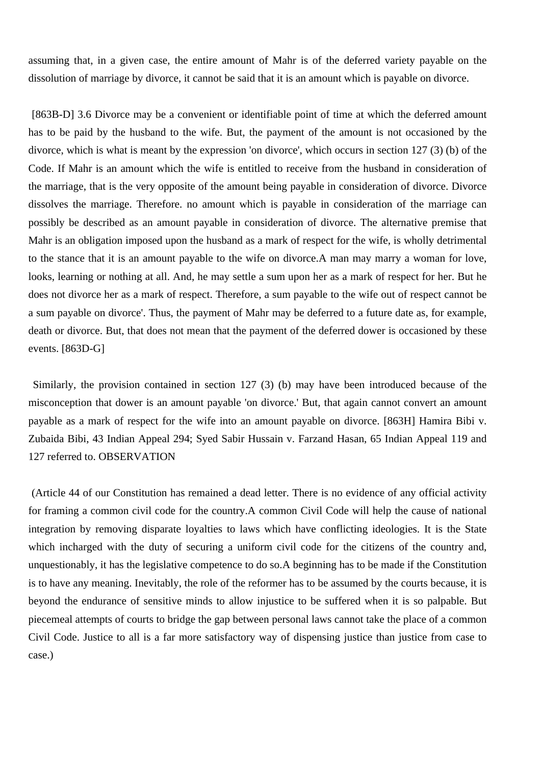assuming that, in a given case, the entire amount of Mahr is of the deferred variety payable on the dissolution of marriage by divorce, it cannot be said that it is an amount which is payable on divorce.

[863B-D] 3.6 Divorce may be a convenient or identifiable point of time at which the deferred amount has to be paid by the husband to the wife. But, the payment of the amount is not occasioned by the divorce, which is what is meant by the expression 'on divorce', which occurs in section 127 (3) (b) of the Code. If Mahr is an amount which the wife is entitled to receive from the husband in consideration of the marriage, that is the very opposite of the amount being payable in consideration of divorce. Divorce dissolves the marriage. Therefore. no amount which is payable in consideration of the marriage can possibly be described as an amount payable in consideration of divorce. The alternative premise that Mahr is an obligation imposed upon the husband as a mark of respect for the wife, is wholly detrimental to the stance that it is an amount payable to the wife on divorce.A man may marry a woman for love, looks, learning or nothing at all. And, he may settle a sum upon her as a mark of respect for her. But he does not divorce her as a mark of respect. Therefore, a sum payable to the wife out of respect cannot be a sum payable on divorce'. Thus, the payment of Mahr may be deferred to a future date as, for example, death or divorce. But, that does not mean that the payment of the deferred dower is occasioned by these events. [863D-G]

Similarly, the provision contained in section 127 (3) (b) may have been introduced because of the misconception that dower is an amount payable 'on divorce.' But, that again cannot convert an amount payable as a mark of respect for the wife into an amount payable on divorce. [863H] Hamira Bibi v. Zubaida Bibi, 43 Indian Appeal 294; Syed Sabir Hussain v. Farzand Hasan, 65 Indian Appeal 119 and 127 referred to. OBSERVATION

(Article 44 of our Constitution has remained a dead letter. There is no evidence of any official activity for framing a common civil code for the country.A common Civil Code will help the cause of national integration by removing disparate loyalties to laws which have conflicting ideologies. It is the State which incharged with the duty of securing a uniform civil code for the citizens of the country and, unquestionably, it has the legislative competence to do so.A beginning has to be made if the Constitution is to have any meaning. Inevitably, the role of the reformer has to be assumed by the courts because, it is beyond the endurance of sensitive minds to allow injustice to be suffered when it is so palpable. But piecemeal attempts of courts to bridge the gap between personal laws cannot take the place of a common Civil Code. Justice to all is a far more satisfactory way of dispensing justice than justice from case to case.)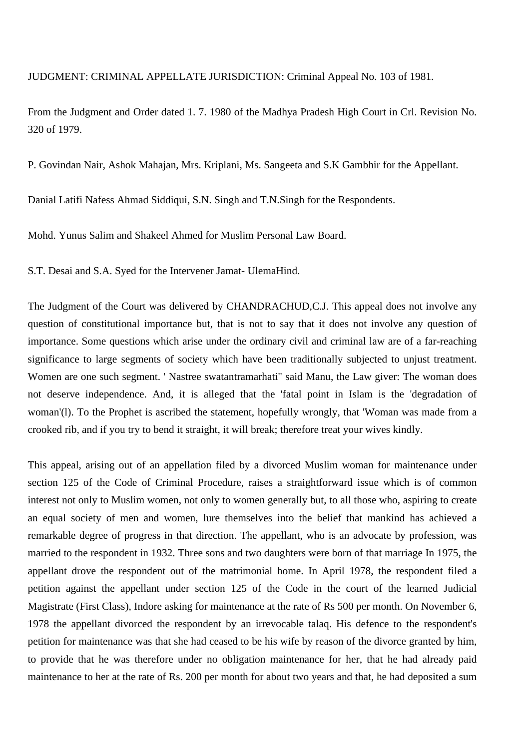JUDGMENT: CRIMINAL APPELLATE JURISDICTION: Criminal Appeal No. 103 of 1981.

From the Judgment and Order dated 1. 7. 1980 of the Madhya Pradesh High Court in Crl. Revision No. 320 of 1979.

P. Govindan Nair, Ashok Mahajan, Mrs. Kriplani, Ms. Sangeeta and S.K Gambhir for the Appellant.

Danial Latifi Nafess Ahmad Siddiqui, S.N. Singh and T.N.Singh for the Respondents.

Mohd. Yunus Salim and Shakeel Ahmed for Muslim Personal Law Board.

S.T. Desai and S.A. Syed for the Intervener Jamat- UlemaHind.

The Judgment of the Court was delivered by CHANDRACHUD,C.J. This appeal does not involve any question of constitutional importance but, that is not to say that it does not involve any question of importance. Some questions which arise under the ordinary civil and criminal law are of a far-reaching significance to large segments of society which have been traditionally subjected to unjust treatment. Women are one such segment. ' Nastree swatantramarhati" said Manu, the Law giver: The woman does not deserve independence. And, it is alleged that the 'fatal point in Islam is the 'degradation of woman'(l). To the Prophet is ascribed the statement, hopefully wrongly, that 'Woman was made from a crooked rib, and if you try to bend it straight, it will break; therefore treat your wives kindly.

This appeal, arising out of an appellation filed by a divorced Muslim woman for maintenance under section 125 of the Code of Criminal Procedure, raises a straightforward issue which is of common interest not only to Muslim women, not only to women generally but, to all those who, aspiring to create an equal society of men and women, lure themselves into the belief that mankind has achieved a remarkable degree of progress in that direction. The appellant, who is an advocate by profession, was married to the respondent in 1932. Three sons and two daughters were born of that marriage In 1975, the appellant drove the respondent out of the matrimonial home. In April 1978, the respondent filed a petition against the appellant under section 125 of the Code in the court of the learned Judicial Magistrate (First Class), Indore asking for maintenance at the rate of Rs 500 per month. On November 6, 1978 the appellant divorced the respondent by an irrevocable talaq. His defence to the respondent's petition for maintenance was that she had ceased to be his wife by reason of the divorce granted by him, to provide that he was therefore under no obligation maintenance for her, that he had already paid maintenance to her at the rate of Rs. 200 per month for about two years and that, he had deposited a sum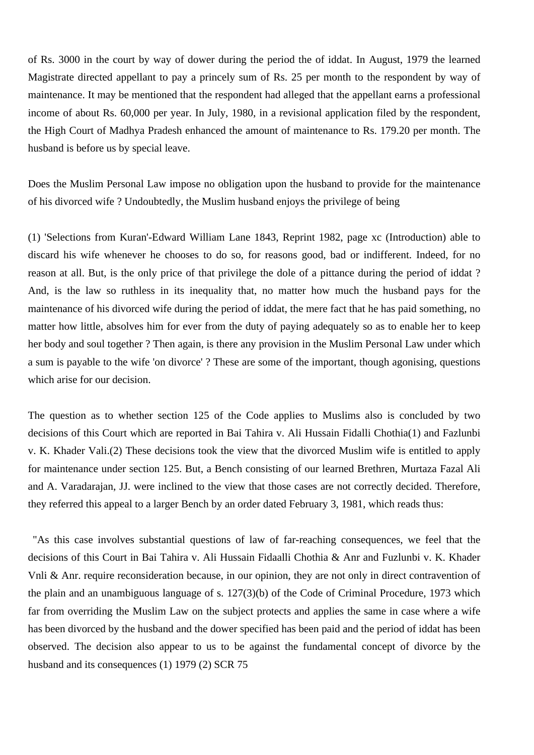of Rs. 3000 in the court by way of dower during the period the of iddat. In August, 1979 the learned Magistrate directed appellant to pay a princely sum of Rs. 25 per month to the respondent by way of maintenance. It may be mentioned that the respondent had alleged that the appellant earns a professional income of about Rs. 60,000 per year. In July, 1980, in a revisional application filed by the respondent, the High Court of Madhya Pradesh enhanced the amount of maintenance to Rs. 179.20 per month. The husband is before us by special leave.

Does the Muslim Personal Law impose no obligation upon the husband to provide for the maintenance of his divorced wife ? Undoubtedly, the Muslim husband enjoys the privilege of being

(1) 'Selections from Kuran'-Edward William Lane 1843, Reprint 1982, page xc (Introduction) able to discard his wife whenever he chooses to do so, for reasons good, bad or indifferent. Indeed, for no reason at all. But, is the only price of that privilege the dole of a pittance during the period of iddat ? And, is the law so ruthless in its inequality that, no matter how much the husband pays for the maintenance of his divorced wife during the period of iddat, the mere fact that he has paid something, no matter how little, absolves him for ever from the duty of paying adequately so as to enable her to keep her body and soul together ? Then again, is there any provision in the Muslim Personal Law under which a sum is payable to the wife 'on divorce' ? These are some of the important, though agonising, questions which arise for our decision.

The question as to whether section 125 of the Code applies to Muslims also is concluded by two decisions of this Court which are reported in Bai Tahira v. Ali Hussain Fidalli Chothia(1) and Fazlunbi v. K. Khader Vali.(2) These decisions took the view that the divorced Muslim wife is entitled to apply for maintenance under section 125. But, a Bench consisting of our learned Brethren, Murtaza Fazal Ali and A. Varadarajan, JJ. were inclined to the view that those cases are not correctly decided. Therefore, they referred this appeal to a larger Bench by an order dated February 3, 1981, which reads thus:

"As this case involves substantial questions of law of far-reaching consequences, we feel that the decisions of this Court in Bai Tahira v. Ali Hussain Fidaalli Chothia & Anr and Fuzlunbi v. K. Khader Vnli & Anr. require reconsideration because, in our opinion, they are not only in direct contravention of the plain and an unambiguous language of s. 127(3)(b) of the Code of Criminal Procedure, 1973 which far from overriding the Muslim Law on the subject protects and applies the same in case where a wife has been divorced by the husband and the dower specified has been paid and the period of iddat has been observed. The decision also appear to us to be against the fundamental concept of divorce by the husband and its consequences (1) 1979 (2) SCR 75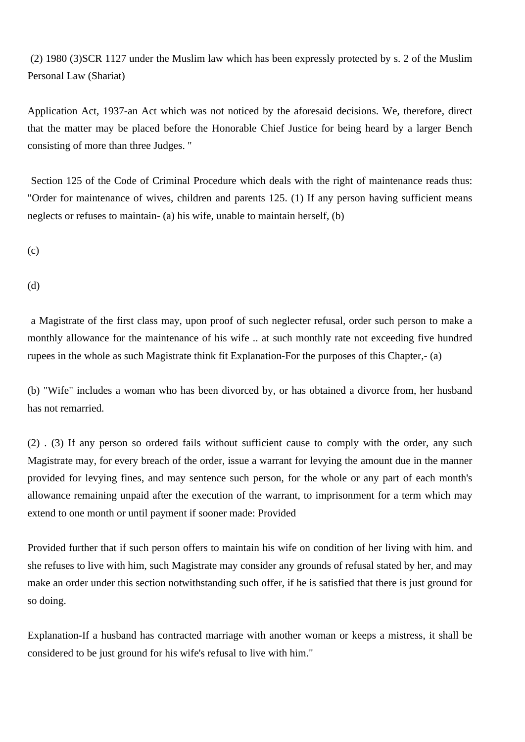(2) 1980 (3)SCR 1127 under the Muslim law which has been expressly protected by s. 2 of the Muslim Personal Law (Shariat)

Application Act, 1937-an Act which was not noticed by the aforesaid decisions. We, therefore, direct that the matter may be placed before the Honorable Chief Justice for being heard by a larger Bench consisting of more than three Judges. "

Section 125 of the Code of Criminal Procedure which deals with the right of maintenance reads thus: "Order for maintenance of wives, children and parents 125. (1) If any person having sufficient means neglects or refuses to maintain- (a) his wife, unable to maintain herself, (b)

(c)

(d)

a Magistrate of the first class may, upon proof of such neglecter refusal, order such person to make a monthly allowance for the maintenance of his wife .. at such monthly rate not exceeding five hundred rupees in the whole as such Magistrate think fit Explanation-For the purposes of this Chapter,- (a)

(b) "Wife" includes a woman who has been divorced by, or has obtained a divorce from, her husband has not remarried.

(2) . (3) If any person so ordered fails without sufficient cause to comply with the order, any such Magistrate may, for every breach of the order, issue a warrant for levying the amount due in the manner provided for levying fines, and may sentence such person, for the whole or any part of each month's allowance remaining unpaid after the execution of the warrant, to imprisonment for a term which may extend to one month or until payment if sooner made: Provided

Provided further that if such person offers to maintain his wife on condition of her living with him. and she refuses to live with him, such Magistrate may consider any grounds of refusal stated by her, and may make an order under this section notwithstanding such offer, if he is satisfied that there is just ground for so doing.

Explanation-If a husband has contracted marriage with another woman or keeps a mistress, it shall be considered to be just ground for his wife's refusal to live with him."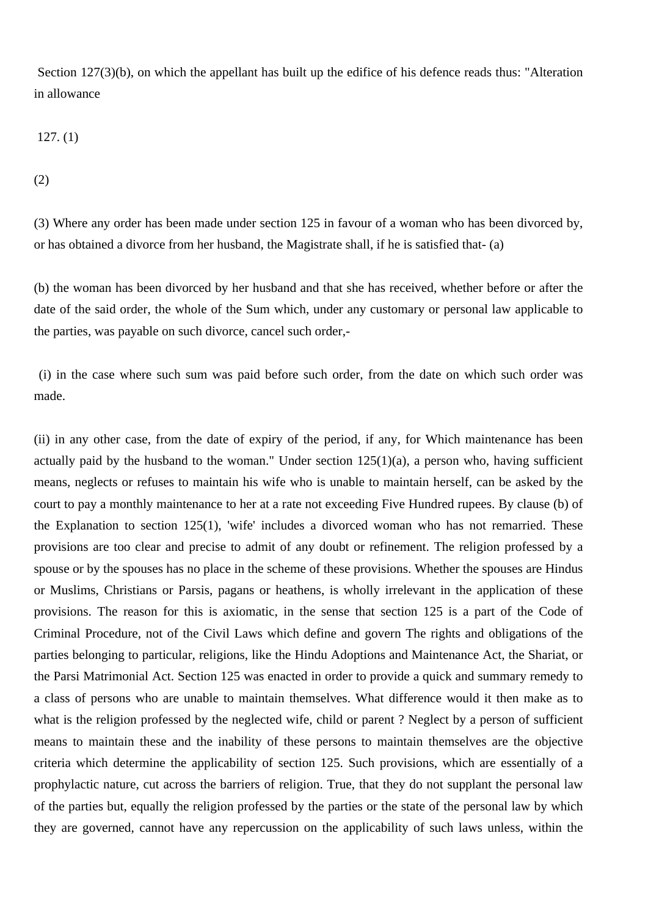Section 127(3)(b), on which the appellant has built up the edifice of his defence reads thus: "Alteration in allowance

127. (1)

(2)

(3) Where any order has been made under section 125 in favour of a woman who has been divorced by, or has obtained a divorce from her husband, the Magistrate shall, if he is satisfied that- (a)

(b) the woman has been divorced by her husband and that she has received, whether before or after the date of the said order, the whole of the Sum which, under any customary or personal law applicable to the parties, was payable on such divorce, cancel such order,-

(i) in the case where such sum was paid before such order, from the date on which such order was made.

(ii) in any other case, from the date of expiry of the period, if any, for Which maintenance has been actually paid by the husband to the woman." Under section 125(1)(a), a person who, having sufficient means, neglects or refuses to maintain his wife who is unable to maintain herself, can be asked by the court to pay a monthly maintenance to her at a rate not exceeding Five Hundred rupees. By clause (b) of the Explanation to section 125(1), 'wife' includes a divorced woman who has not remarried. These provisions are too clear and precise to admit of any doubt or refinement. The religion professed by a spouse or by the spouses has no place in the scheme of these provisions. Whether the spouses are Hindus or Muslims, Christians or Parsis, pagans or heathens, is wholly irrelevant in the application of these provisions. The reason for this is axiomatic, in the sense that section 125 is a part of the Code of Criminal Procedure, not of the Civil Laws which define and govern The rights and obligations of the parties belonging to particular, religions, like the Hindu Adoptions and Maintenance Act, the Shariat, or the Parsi Matrimonial Act. Section 125 was enacted in order to provide a quick and summary remedy to a class of persons who are unable to maintain themselves. What difference would it then make as to what is the religion professed by the neglected wife, child or parent ? Neglect by a person of sufficient means to maintain these and the inability of these persons to maintain themselves are the objective criteria which determine the applicability of section 125. Such provisions, which are essentially of a prophylactic nature, cut across the barriers of religion. True, that they do not supplant the personal law of the parties but, equally the religion professed by the parties or the state of the personal law by which they are governed, cannot have any repercussion on the applicability of such laws unless, within the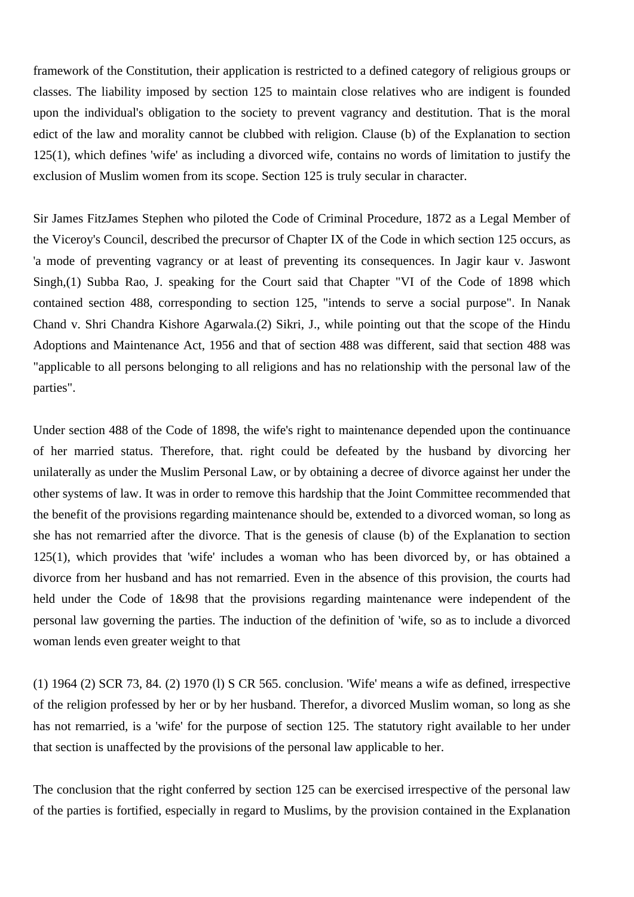framework of the Constitution, their application is restricted to a defined category of religious groups or classes. The liability imposed by section 125 to maintain close relatives who are indigent is founded upon the individual's obligation to the society to prevent vagrancy and destitution. That is the moral edict of the law and morality cannot be clubbed with religion. Clause (b) of the Explanation to section 125(1), which defines 'wife' as including a divorced wife, contains no words of limitation to justify the exclusion of Muslim women from its scope. Section 125 is truly secular in character.

Sir James FitzJames Stephen who piloted the Code of Criminal Procedure, 1872 as a Legal Member of the Viceroy's Council, described the precursor of Chapter IX of the Code in which section 125 occurs, as 'a mode of preventing vagrancy or at least of preventing its consequences. In Jagir kaur v. Jaswont Singh,(1) Subba Rao, J. speaking for the Court said that Chapter "VI of the Code of 1898 which contained section 488, corresponding to section 125, "intends to serve a social purpose". In Nanak Chand v. Shri Chandra Kishore Agarwala.(2) Sikri, J., while pointing out that the scope of the Hindu Adoptions and Maintenance Act, 1956 and that of section 488 was different, said that section 488 was "applicable to all persons belonging to all religions and has no relationship with the personal law of the parties".

Under section 488 of the Code of 1898, the wife's right to maintenance depended upon the continuance of her married status. Therefore, that. right could be defeated by the husband by divorcing her unilaterally as under the Muslim Personal Law, or by obtaining a decree of divorce against her under the other systems of law. It was in order to remove this hardship that the Joint Committee recommended that the benefit of the provisions regarding maintenance should be, extended to a divorced woman, so long as she has not remarried after the divorce. That is the genesis of clause (b) of the Explanation to section 125(1), which provides that 'wife' includes a woman who has been divorced by, or has obtained a divorce from her husband and has not remarried. Even in the absence of this provision, the courts had held under the Code of 1&98 that the provisions regarding maintenance were independent of the personal law governing the parties. The induction of the definition of 'wife, so as to include a divorced woman lends even greater weight to that

(1) 1964 (2) SCR 73, 84. (2) 1970 (l) S CR 565. conclusion. 'Wife' means a wife as defined, irrespective of the religion professed by her or by her husband. Therefor, a divorced Muslim woman, so long as she has not remarried, is a 'wife' for the purpose of section 125. The statutory right available to her under that section is unaffected by the provisions of the personal law applicable to her.

The conclusion that the right conferred by section 125 can be exercised irrespective of the personal law of the parties is fortified, especially in regard to Muslims, by the provision contained in the Explanation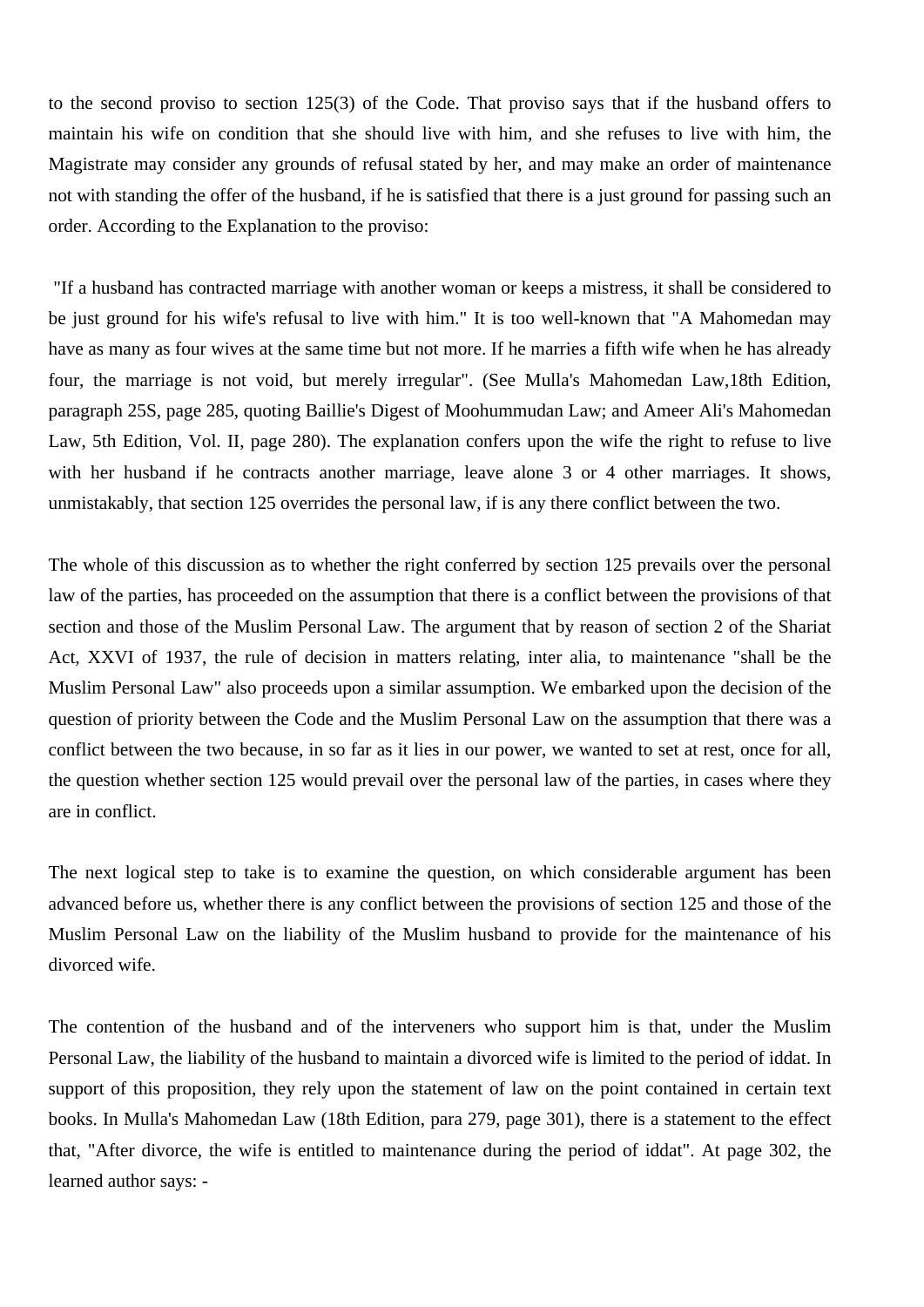to the second proviso to section 125(3) of the Code. That proviso says that if the husband offers to maintain his wife on condition that she should live with him, and she refuses to live with him, the Magistrate may consider any grounds of refusal stated by her, and may make an order of maintenance not with standing the offer of the husband, if he is satisfied that there is a just ground for passing such an order. According to the Explanation to the proviso:

"If a husband has contracted marriage with another woman or keeps a mistress, it shall be considered to be just ground for his wife's refusal to live with him." It is too well-known that "A Mahomedan may have as many as four wives at the same time but not more. If he marries a fifth wife when he has already four, the marriage is not void, but merely irregular". (See Mulla's Mahomedan Law,18th Edition, paragraph 25S, page 285, quoting Baillie's Digest of Moohummudan Law; and Ameer Ali's Mahomedan Law, 5th Edition, Vol. II, page 280). The explanation confers upon the wife the right to refuse to live with her husband if he contracts another marriage, leave alone 3 or 4 other marriages. It shows, unmistakably, that section 125 overrides the personal law, if is any there conflict between the two.

The whole of this discussion as to whether the right conferred by section 125 prevails over the personal law of the parties, has proceeded on the assumption that there is a conflict between the provisions of that section and those of the Muslim Personal Law. The argument that by reason of section 2 of the Shariat Act, XXVI of 1937, the rule of decision in matters relating, inter alia, to maintenance "shall be the Muslim Personal Law" also proceeds upon a similar assumption. We embarked upon the decision of the question of priority between the Code and the Muslim Personal Law on the assumption that there was a conflict between the two because, in so far as it lies in our power, we wanted to set at rest, once for all, the question whether section 125 would prevail over the personal law of the parties, in cases where they are in conflict.

The next logical step to take is to examine the question, on which considerable argument has been advanced before us, whether there is any conflict between the provisions of section 125 and those of the Muslim Personal Law on the liability of the Muslim husband to provide for the maintenance of his divorced wife.

The contention of the husband and of the interveners who support him is that, under the Muslim Personal Law, the liability of the husband to maintain a divorced wife is limited to the period of iddat. In support of this proposition, they rely upon the statement of law on the point contained in certain text books. In Mulla's Mahomedan Law (18th Edition, para 279, page 301), there is a statement to the effect that, "After divorce, the wife is entitled to maintenance during the period of iddat". At page 302, the learned author says: -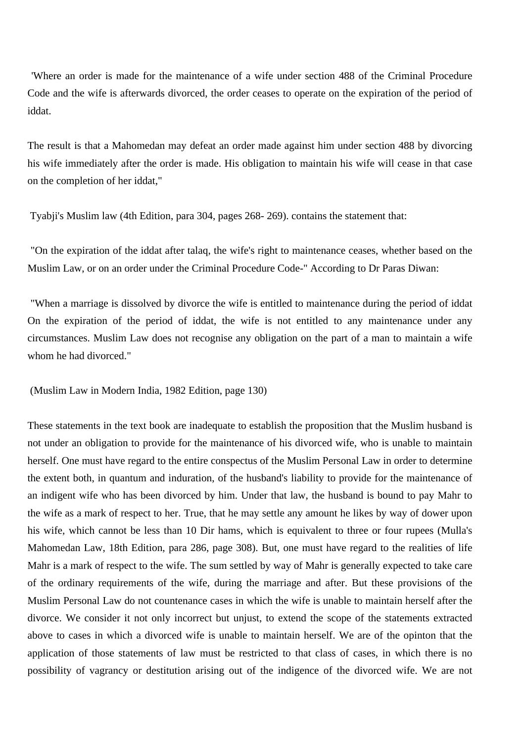'Where an order is made for the maintenance of a wife under section 488 of the Criminal Procedure Code and the wife is afterwards divorced, the order ceases to operate on the expiration of the period of iddat.

The result is that a Mahomedan may defeat an order made against him under section 488 by divorcing his wife immediately after the order is made. His obligation to maintain his wife will cease in that case on the completion of her iddat,"

Tyabji's Muslim law (4th Edition, para 304, pages 268- 269). contains the statement that:

"On the expiration of the iddat after talaq, the wife's right to maintenance ceases, whether based on the Muslim Law, or on an order under the Criminal Procedure Code-" According to Dr Paras Diwan:

"When a marriage is dissolved by divorce the wife is entitled to maintenance during the period of iddat On the expiration of the period of iddat, the wife is not entitled to any maintenance under any circumstances. Muslim Law does not recognise any obligation on the part of a man to maintain a wife whom he had divorced."

(Muslim Law in Modern India, 1982 Edition, page 130)

These statements in the text book are inadequate to establish the proposition that the Muslim husband is not under an obligation to provide for the maintenance of his divorced wife, who is unable to maintain herself. One must have regard to the entire conspectus of the Muslim Personal Law in order to determine the extent both, in quantum and induration, of the husband's liability to provide for the maintenance of an indigent wife who has been divorced by him. Under that law, the husband is bound to pay Mahr to the wife as a mark of respect to her. True, that he may settle any amount he likes by way of dower upon his wife, which cannot be less than 10 Dir hams, which is equivalent to three or four rupees (Mulla's Mahomedan Law, 18th Edition, para 286, page 308). But, one must have regard to the realities of life Mahr is a mark of respect to the wife. The sum settled by way of Mahr is generally expected to take care of the ordinary requirements of the wife, during the marriage and after. But these provisions of the Muslim Personal Law do not countenance cases in which the wife is unable to maintain herself after the divorce. We consider it not only incorrect but unjust, to extend the scope of the statements extracted above to cases in which a divorced wife is unable to maintain herself. We are of the opinton that the application of those statements of law must be restricted to that class of cases, in which there is no possibility of vagrancy or destitution arising out of the indigence of the divorced wife. We are not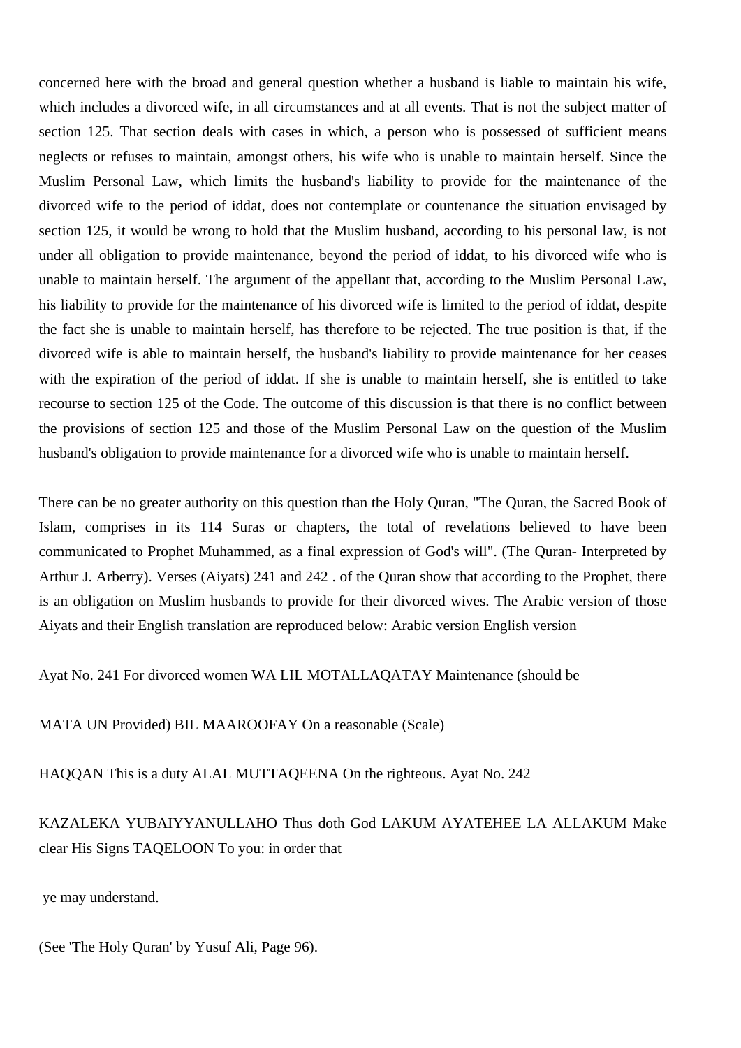concerned here with the broad and general question whether a husband is liable to maintain his wife, which includes a divorced wife, in all circumstances and at all events. That is not the subject matter of section 125. That section deals with cases in which, a person who is possessed of sufficient means neglects or refuses to maintain, amongst others, his wife who is unable to maintain herself. Since the Muslim Personal Law, which limits the husband's liability to provide for the maintenance of the divorced wife to the period of iddat, does not contemplate or countenance the situation envisaged by section 125, it would be wrong to hold that the Muslim husband, according to his personal law, is not under all obligation to provide maintenance, beyond the period of iddat, to his divorced wife who is unable to maintain herself. The argument of the appellant that, according to the Muslim Personal Law, his liability to provide for the maintenance of his divorced wife is limited to the period of iddat, despite the fact she is unable to maintain herself, has therefore to be rejected. The true position is that, if the divorced wife is able to maintain herself, the husband's liability to provide maintenance for her ceases with the expiration of the period of iddat. If she is unable to maintain herself, she is entitled to take recourse to section 125 of the Code. The outcome of this discussion is that there is no conflict between the provisions of section 125 and those of the Muslim Personal Law on the question of the Muslim husband's obligation to provide maintenance for a divorced wife who is unable to maintain herself.

There can be no greater authority on this question than the Holy Quran, "The Quran, the Sacred Book of Islam, comprises in its 114 Suras or chapters, the total of revelations believed to have been communicated to Prophet Muhammed, as a final expression of God's will". (The Quran- Interpreted by Arthur J. Arberry). Verses (Aiyats) 241 and 242 . of the Quran show that according to the Prophet, there is an obligation on Muslim husbands to provide for their divorced wives. The Arabic version of those Aiyats and their English translation are reproduced below: Arabic version English version

Ayat No. 241 For divorced women WA LIL MOTALLAQATAY Maintenance (should be

MATA UN Provided) BIL MAAROOFAY On a reasonable (Scale)

HAQQAN This is a duty ALAL MUTTAQEENA On the righteous. Ayat No. 242

KAZALEKA YUBAIYYANULLAHO Thus doth God LAKUM AYATEHEE LA ALLAKUM Make clear His Signs TAQELOON To you: in order that

ye may understand.

(See 'The Holy Quran' by Yusuf Ali, Page 96).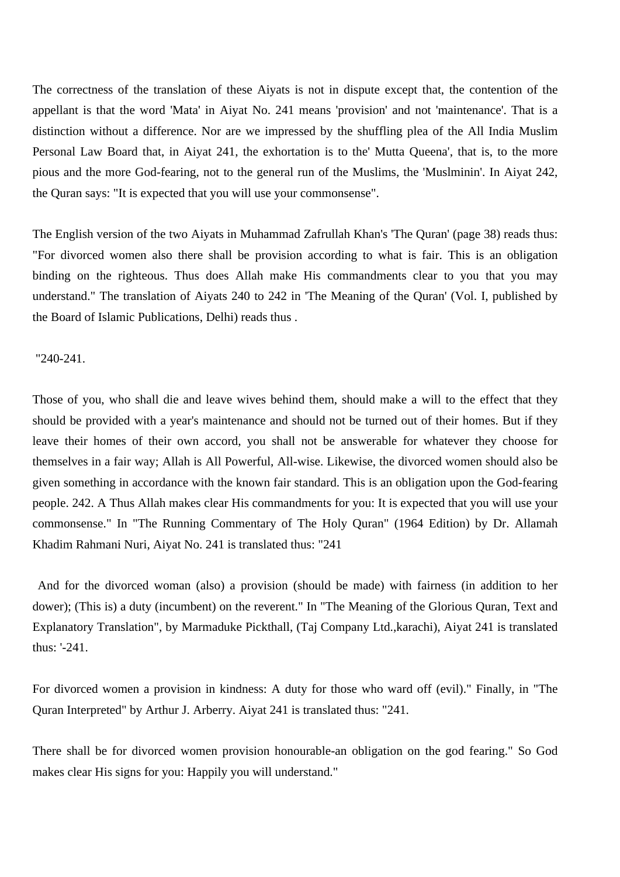The correctness of the translation of these Aiyats is not in dispute except that, the contention of the appellant is that the word 'Mata' in Aiyat No. 241 means 'provision' and not 'maintenance'. That is a distinction without a difference. Nor are we impressed by the shuffling plea of the All India Muslim Personal Law Board that, in Aiyat 241, the exhortation is to the' Mutta Queena', that is, to the more pious and the more God-fearing, not to the general run of the Muslims, the 'Muslminin'. In Aiyat 242, the Quran says: "It is expected that you will use your commonsense".

The English version of the two Aiyats in Muhammad Zafrullah Khan's 'The Quran' (page 38) reads thus: "For divorced women also there shall be provision according to what is fair. This is an obligation binding on the righteous. Thus does Allah make His commandments clear to you that you may understand." The translation of Aiyats 240 to 242 in 'The Meaning of the Quran' (Vol. I, published by the Board of Islamic Publications, Delhi) reads thus .

"240-241.

Those of you, who shall die and leave wives behind them, should make a will to the effect that they should be provided with a year's maintenance and should not be turned out of their homes. But if they leave their homes of their own accord, you shall not be answerable for whatever they choose for themselves in a fair way; Allah is All Powerful, All-wise. Likewise, the divorced women should also be given something in accordance with the known fair standard. This is an obligation upon the God-fearing people. 242. A Thus Allah makes clear His commandments for you: It is expected that you will use your commonsense." In "The Running Commentary of The Holy Quran" (1964 Edition) by Dr. Allamah Khadim Rahmani Nuri, Aiyat No. 241 is translated thus: "241

And for the divorced woman (also) a provision (should be made) with fairness (in addition to her dower); (This is) a duty (incumbent) on the reverent." In "The Meaning of the Glorious Quran, Text and Explanatory Translation", by Marmaduke Pickthall, (Taj Company Ltd.,karachi), Aiyat 241 is translated thus: '-241.

For divorced women a provision in kindness: A duty for those who ward off (evil)." Finally, in "The Quran Interpreted" by Arthur J. Arberry. Aiyat 241 is translated thus: "241.

There shall be for divorced women provision honourable-an obligation on the god fearing." So God makes clear His signs for you: Happily you will understand."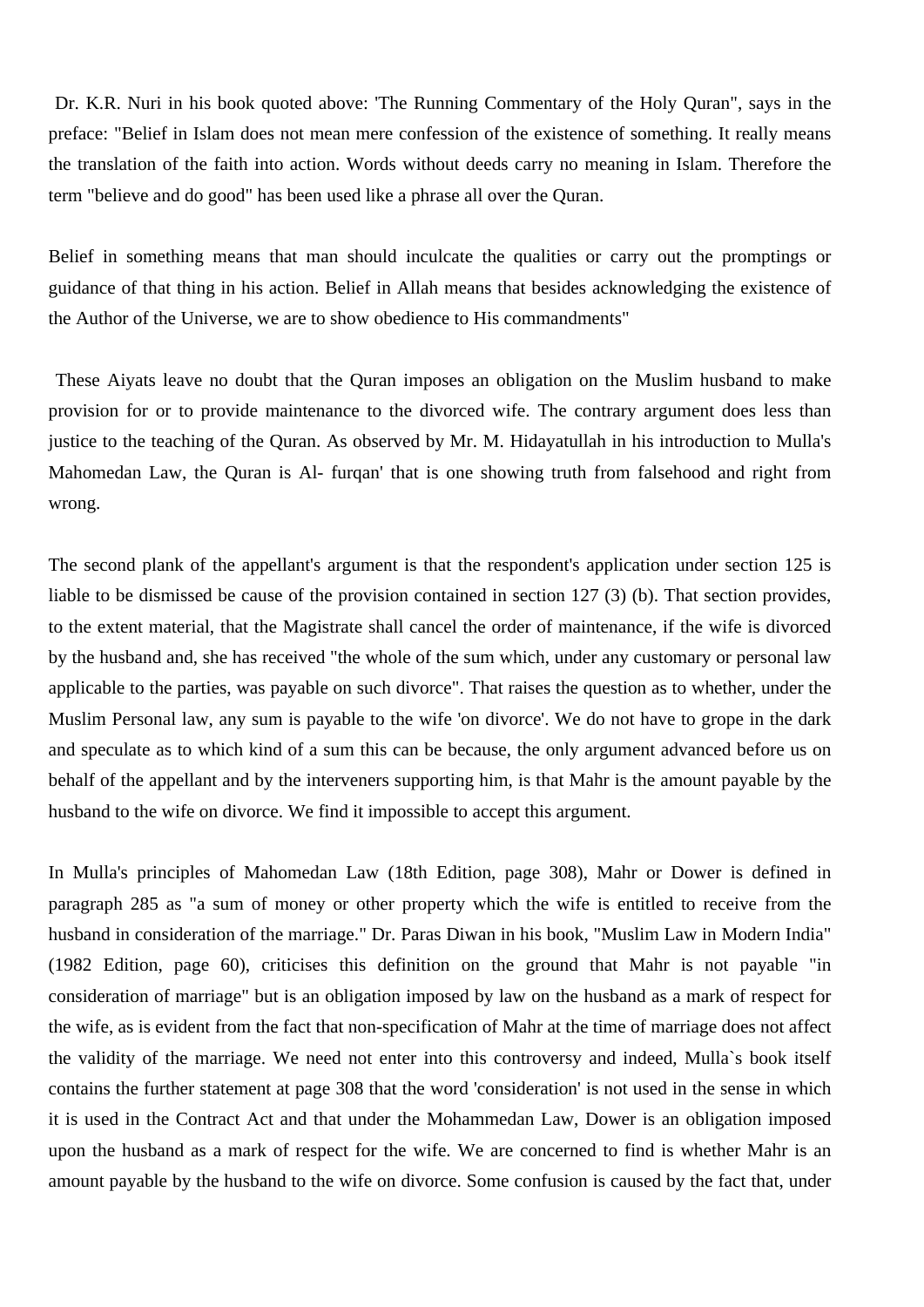Dr. K.R. Nuri in his book quoted above: 'The Running Commentary of the Holy Quran", says in the preface: "Belief in Islam does not mean mere confession of the existence of something. It really means the translation of the faith into action. Words without deeds carry no meaning in Islam. Therefore the term "believe and do good" has been used like a phrase all over the Quran.

Belief in something means that man should inculcate the qualities or carry out the promptings or guidance of that thing in his action. Belief in Allah means that besides acknowledging the existence of the Author of the Universe, we are to show obedience to His commandments"

These Aiyats leave no doubt that the Quran imposes an obligation on the Muslim husband to make provision for or to provide maintenance to the divorced wife. The contrary argument does less than justice to the teaching of the Quran. As observed by Mr. M. Hidayatullah in his introduction to Mulla's Mahomedan Law, the Quran is Al- furqan' that is one showing truth from falsehood and right from wrong.

The second plank of the appellant's argument is that the respondent's application under section 125 is liable to be dismissed be cause of the provision contained in section 127 (3) (b). That section provides, to the extent material, that the Magistrate shall cancel the order of maintenance, if the wife is divorced by the husband and, she has received "the whole of the sum which, under any customary or personal law applicable to the parties, was payable on such divorce". That raises the question as to whether, under the Muslim Personal law, any sum is payable to the wife 'on divorce'. We do not have to grope in the dark and speculate as to which kind of a sum this can be because, the only argument advanced before us on behalf of the appellant and by the interveners supporting him, is that Mahr is the amount payable by the husband to the wife on divorce. We find it impossible to accept this argument.

In Mulla's principles of Mahomedan Law (18th Edition, page 308), Mahr or Dower is defined in paragraph 285 as "a sum of money or other property which the wife is entitled to receive from the husband in consideration of the marriage." Dr. Paras Diwan in his book, "Muslim Law in Modern India" (1982 Edition, page 60), criticises this definition on the ground that Mahr is not payable "in consideration of marriage" but is an obligation imposed by law on the husband as a mark of respect for the wife, as is evident from the fact that non-specification of Mahr at the time of marriage does not affect the validity of the marriage. We need not enter into this controversy and indeed, Mulla`s book itself contains the further statement at page 308 that the word 'consideration' is not used in the sense in which it is used in the Contract Act and that under the Mohammedan Law, Dower is an obligation imposed upon the husband as a mark of respect for the wife. We are concerned to find is whether Mahr is an amount payable by the husband to the wife on divorce. Some confusion is caused by the fact that, under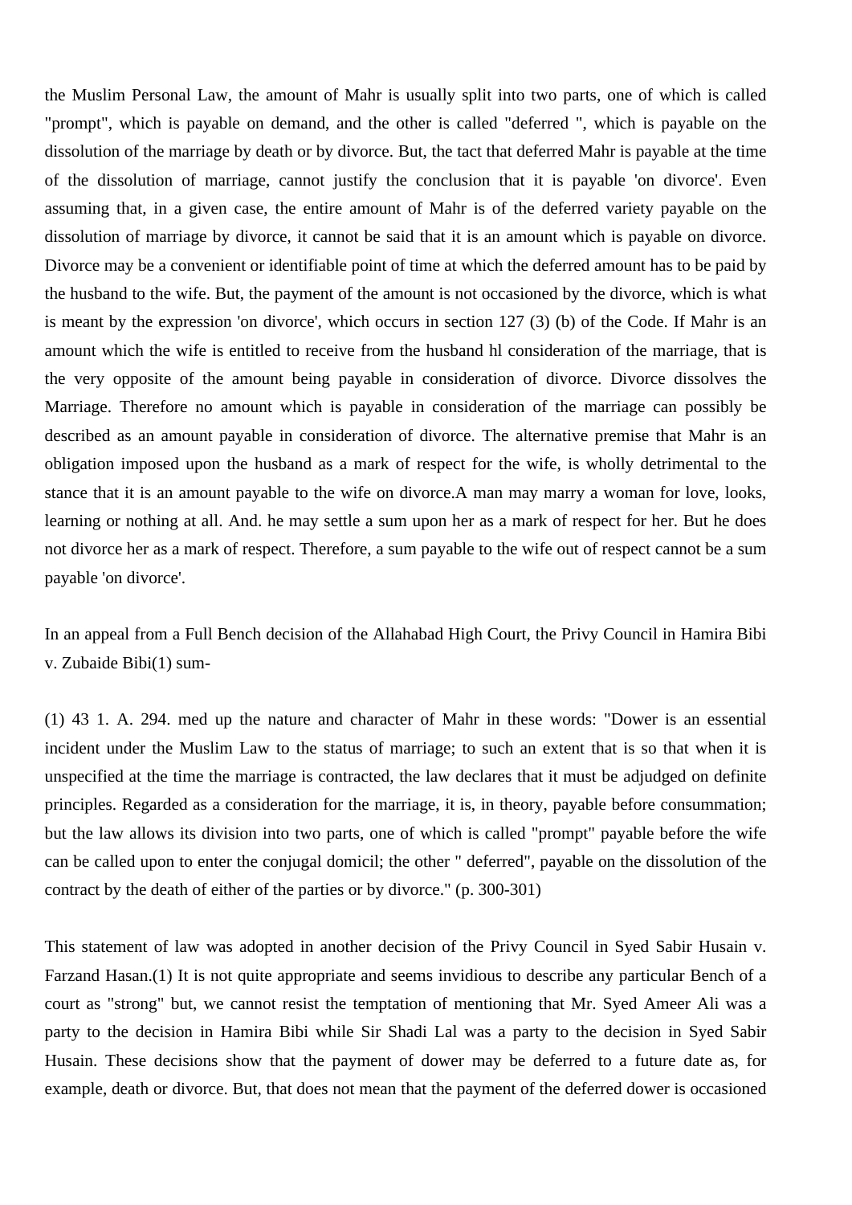the Muslim Personal Law, the amount of Mahr is usually split into two parts, one of which is called "prompt", which is payable on demand, and the other is called "deferred ", which is payable on the dissolution of the marriage by death or by divorce. But, the tact that deferred Mahr is payable at the time of the dissolution of marriage, cannot justify the conclusion that it is payable 'on divorce'. Even assuming that, in a given case, the entire amount of Mahr is of the deferred variety payable on the dissolution of marriage by divorce, it cannot be said that it is an amount which is payable on divorce. Divorce may be a convenient or identifiable point of time at which the deferred amount has to be paid by the husband to the wife. But, the payment of the amount is not occasioned by the divorce, which is what is meant by the expression 'on divorce', which occurs in section 127 (3) (b) of the Code. If Mahr is an amount which the wife is entitled to receive from the husband hl consideration of the marriage, that is the very opposite of the amount being payable in consideration of divorce. Divorce dissolves the Marriage. Therefore no amount which is payable in consideration of the marriage can possibly be described as an amount payable in consideration of divorce. The alternative premise that Mahr is an obligation imposed upon the husband as a mark of respect for the wife, is wholly detrimental to the stance that it is an amount payable to the wife on divorce.A man may marry a woman for love, looks, learning or nothing at all. And. he may settle a sum upon her as a mark of respect for her. But he does not divorce her as a mark of respect. Therefore, a sum payable to the wife out of respect cannot be a sum payable 'on divorce'.

In an appeal from a Full Bench decision of the Allahabad High Court, the Privy Council in Hamira Bibi v. Zubaide Bibi(1) sum-

(1) 43 1. A. 294. med up the nature and character of Mahr in these words: "Dower is an essential incident under the Muslim Law to the status of marriage; to such an extent that is so that when it is unspecified at the time the marriage is contracted, the law declares that it must be adjudged on definite principles. Regarded as a consideration for the marriage, it is, in theory, payable before consummation; but the law allows its division into two parts, one of which is called "prompt" payable before the wife can be called upon to enter the conjugal domicil; the other " deferred", payable on the dissolution of the contract by the death of either of the parties or by divorce." (p. 300-301)

This statement of law was adopted in another decision of the Privy Council in Syed Sabir Husain v. Farzand Hasan.(1) It is not quite appropriate and seems invidious to describe any particular Bench of a court as "strong" but, we cannot resist the temptation of mentioning that Mr. Syed Ameer Ali was a party to the decision in Hamira Bibi while Sir Shadi Lal was a party to the decision in Syed Sabir Husain. These decisions show that the payment of dower may be deferred to a future date as, for example, death or divorce. But, that does not mean that the payment of the deferred dower is occasioned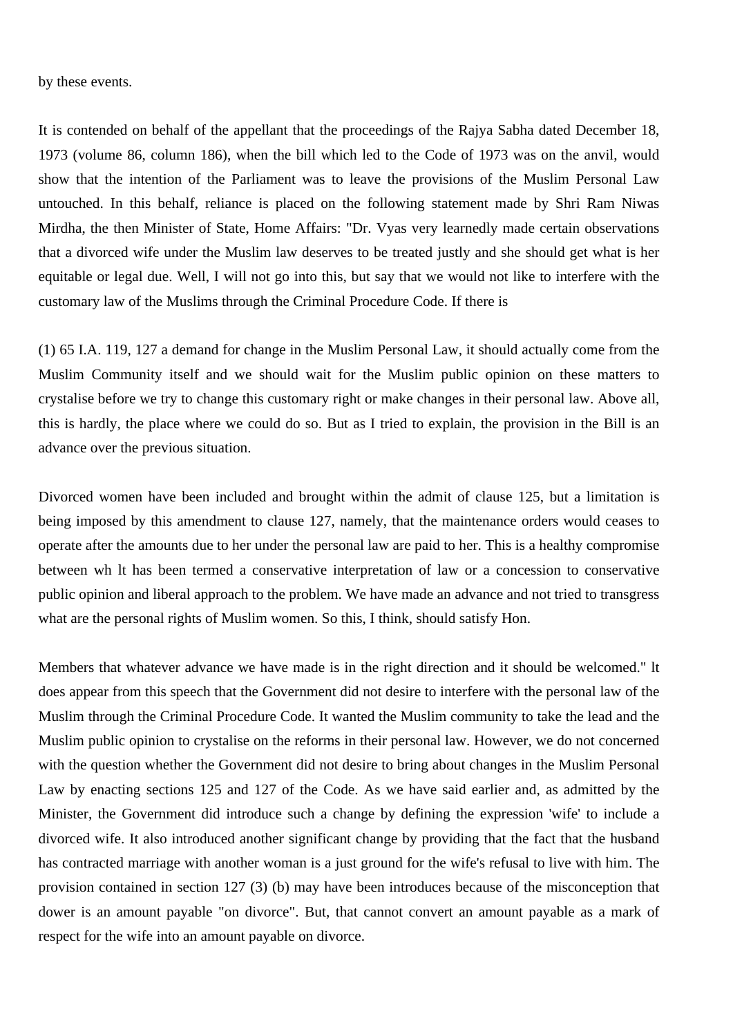by these events.

It is contended on behalf of the appellant that the proceedings of the Rajya Sabha dated December 18, 1973 (volume 86, column 186), when the bill which led to the Code of 1973 was on the anvil, would show that the intention of the Parliament was to leave the provisions of the Muslim Personal Law untouched. In this behalf, reliance is placed on the following statement made by Shri Ram Niwas Mirdha, the then Minister of State, Home Affairs: "Dr. Vyas very learnedly made certain observations that a divorced wife under the Muslim law deserves to be treated justly and she should get what is her equitable or legal due. Well, I will not go into this, but say that we would not like to interfere with the customary law of the Muslims through the Criminal Procedure Code. If there is

(1) 65 I.A. 119, 127 a demand for change in the Muslim Personal Law, it should actually come from the Muslim Community itself and we should wait for the Muslim public opinion on these matters to crystalise before we try to change this customary right or make changes in their personal law. Above all, this is hardly, the place where we could do so. But as I tried to explain, the provision in the Bill is an advance over the previous situation.

Divorced women have been included and brought within the admit of clause 125, but a limitation is being imposed by this amendment to clause 127, namely, that the maintenance orders would ceases to operate after the amounts due to her under the personal law are paid to her. This is a healthy compromise between wh lt has been termed a conservative interpretation of law or a concession to conservative public opinion and liberal approach to the problem. We have made an advance and not tried to transgress what are the personal rights of Muslim women. So this, I think, should satisfy Hon.

Members that whatever advance we have made is in the right direction and it should be welcomed." lt does appear from this speech that the Government did not desire to interfere with the personal law of the Muslim through the Criminal Procedure Code. It wanted the Muslim community to take the lead and the Muslim public opinion to crystalise on the reforms in their personal law. However, we do not concerned with the question whether the Government did not desire to bring about changes in the Muslim Personal Law by enacting sections 125 and 127 of the Code. As we have said earlier and, as admitted by the Minister, the Government did introduce such a change by defining the expression 'wife' to include a divorced wife. It also introduced another significant change by providing that the fact that the husband has contracted marriage with another woman is a just ground for the wife's refusal to live with him. The provision contained in section 127 (3) (b) may have been introduces because of the misconception that dower is an amount payable "on divorce". But, that cannot convert an amount payable as a mark of respect for the wife into an amount payable on divorce.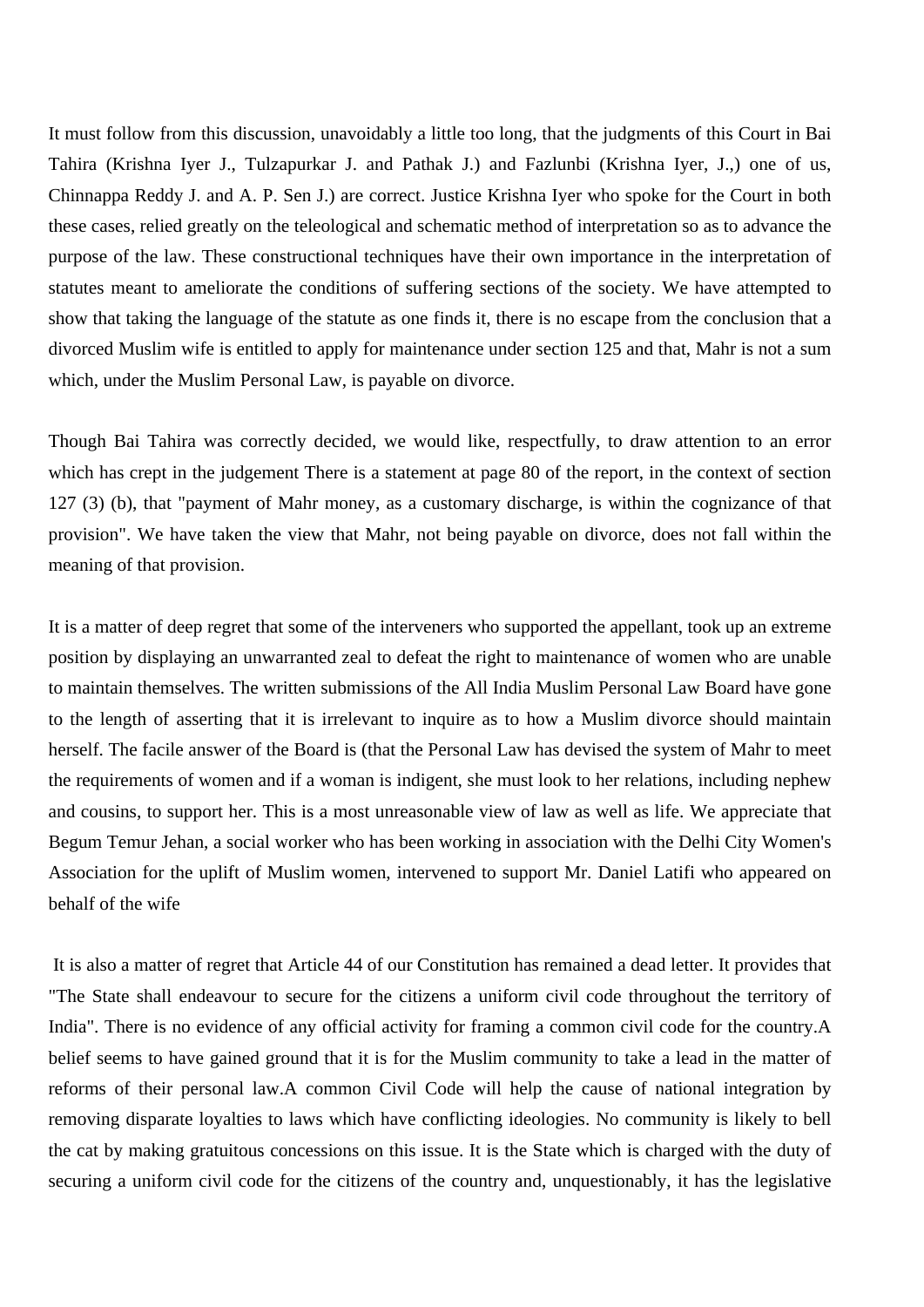It must follow from this discussion, unavoidably a little too long, that the judgments of this Court in Bai Tahira (Krishna Iyer J., Tulzapurkar J. and Pathak J.) and Fazlunbi (Krishna Iyer, J.,) one of us, Chinnappa Reddy J. and A. P. Sen J.) are correct. Justice Krishna Iyer who spoke for the Court in both these cases, relied greatly on the teleological and schematic method of interpretation so as to advance the purpose of the law. These constructional techniques have their own importance in the interpretation of statutes meant to ameliorate the conditions of suffering sections of the society. We have attempted to show that taking the language of the statute as one finds it, there is no escape from the conclusion that a divorced Muslim wife is entitled to apply for maintenance under section 125 and that, Mahr is not a sum which, under the Muslim Personal Law, is payable on divorce.

Though Bai Tahira was correctly decided, we would like, respectfully, to draw attention to an error which has crept in the judgement There is a statement at page 80 of the report, in the context of section 127 (3) (b), that "payment of Mahr money, as a customary discharge, is within the cognizance of that provision". We have taken the view that Mahr, not being payable on divorce, does not fall within the meaning of that provision.

It is a matter of deep regret that some of the interveners who supported the appellant, took up an extreme position by displaying an unwarranted zeal to defeat the right to maintenance of women who are unable to maintain themselves. The written submissions of the All India Muslim Personal Law Board have gone to the length of asserting that it is irrelevant to inquire as to how a Muslim divorce should maintain herself. The facile answer of the Board is (that the Personal Law has devised the system of Mahr to meet the requirements of women and if a woman is indigent, she must look to her relations, including nephew and cousins, to support her. This is a most unreasonable view of law as well as life. We appreciate that Begum Temur Jehan, a social worker who has been working in association with the Delhi City Women's Association for the uplift of Muslim women, intervened to support Mr. Daniel Latifi who appeared on behalf of the wife

It is also a matter of regret that Article 44 of our Constitution has remained a dead letter. It provides that "The State shall endeavour to secure for the citizens a uniform civil code throughout the territory of India". There is no evidence of any official activity for framing a common civil code for the country.A belief seems to have gained ground that it is for the Muslim community to take a lead in the matter of reforms of their personal law.A common Civil Code will help the cause of national integration by removing disparate loyalties to laws which have conflicting ideologies. No community is likely to bell the cat by making gratuitous concessions on this issue. It is the State which is charged with the duty of securing a uniform civil code for the citizens of the country and, unquestionably, it has the legislative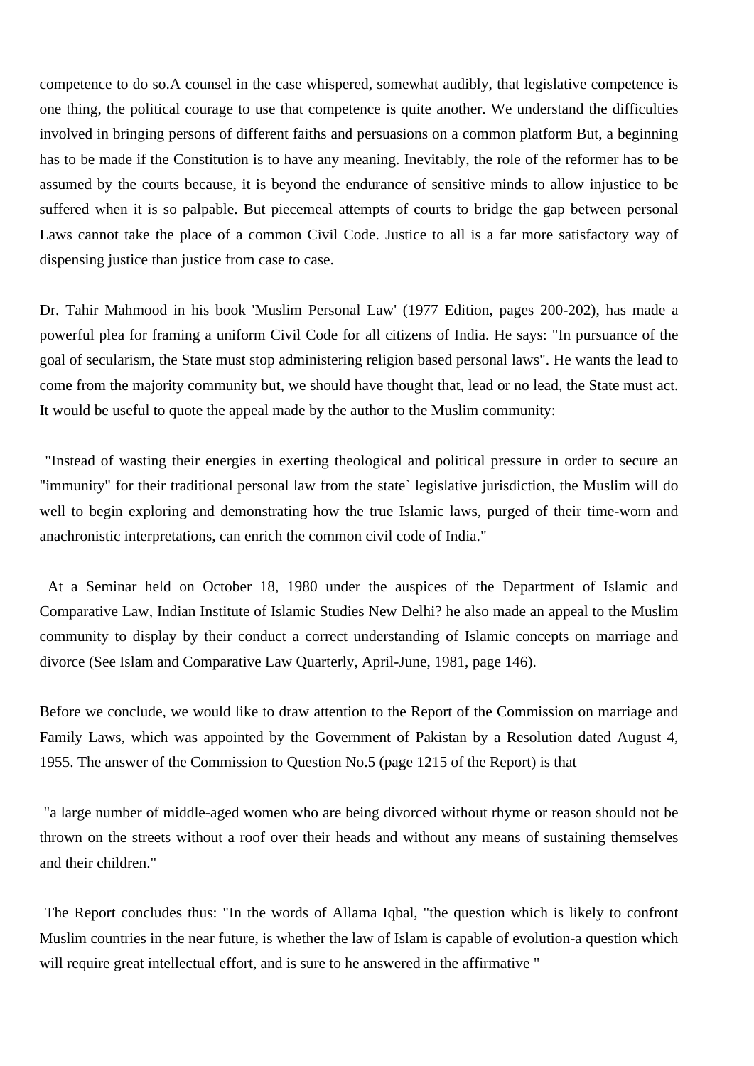competence to do so.A counsel in the case whispered, somewhat audibly, that legislative competence is one thing, the political courage to use that competence is quite another. We understand the difficulties involved in bringing persons of different faiths and persuasions on a common platform But, a beginning has to be made if the Constitution is to have any meaning. Inevitably, the role of the reformer has to be assumed by the courts because, it is beyond the endurance of sensitive minds to allow injustice to be suffered when it is so palpable. But piecemeal attempts of courts to bridge the gap between personal Laws cannot take the place of a common Civil Code. Justice to all is a far more satisfactory way of dispensing justice than justice from case to case.

Dr. Tahir Mahmood in his book 'Muslim Personal Law' (1977 Edition, pages 200-202), has made a powerful plea for framing a uniform Civil Code for all citizens of India. He says: "In pursuance of the goal of secularism, the State must stop administering religion based personal laws". He wants the lead to come from the majority community but, we should have thought that, lead or no lead, the State must act. It would be useful to quote the appeal made by the author to the Muslim community:

"Instead of wasting their energies in exerting theological and political pressure in order to secure an "immunity" for their traditional personal law from the state` legislative jurisdiction, the Muslim will do well to begin exploring and demonstrating how the true Islamic laws, purged of their time-worn and anachronistic interpretations, can enrich the common civil code of India."

At a Seminar held on October 18, 1980 under the auspices of the Department of Islamic and Comparative Law, Indian Institute of Islamic Studies New Delhi? he also made an appeal to the Muslim community to display by their conduct a correct understanding of Islamic concepts on marriage and divorce (See Islam and Comparative Law Quarterly, April-June, 1981, page 146).

Before we conclude, we would like to draw attention to the Report of the Commission on marriage and Family Laws, which was appointed by the Government of Pakistan by a Resolution dated August 4, 1955. The answer of the Commission to Question No.5 (page 1215 of the Report) is that

"a large number of middle-aged women who are being divorced without rhyme or reason should not be thrown on the streets without a roof over their heads and without any means of sustaining themselves and their children."

The Report concludes thus: "In the words of Allama Iqbal, "the question which is likely to confront Muslim countries in the near future, is whether the law of Islam is capable of evolution-a question which will require great intellectual effort, and is sure to he answered in the affirmative "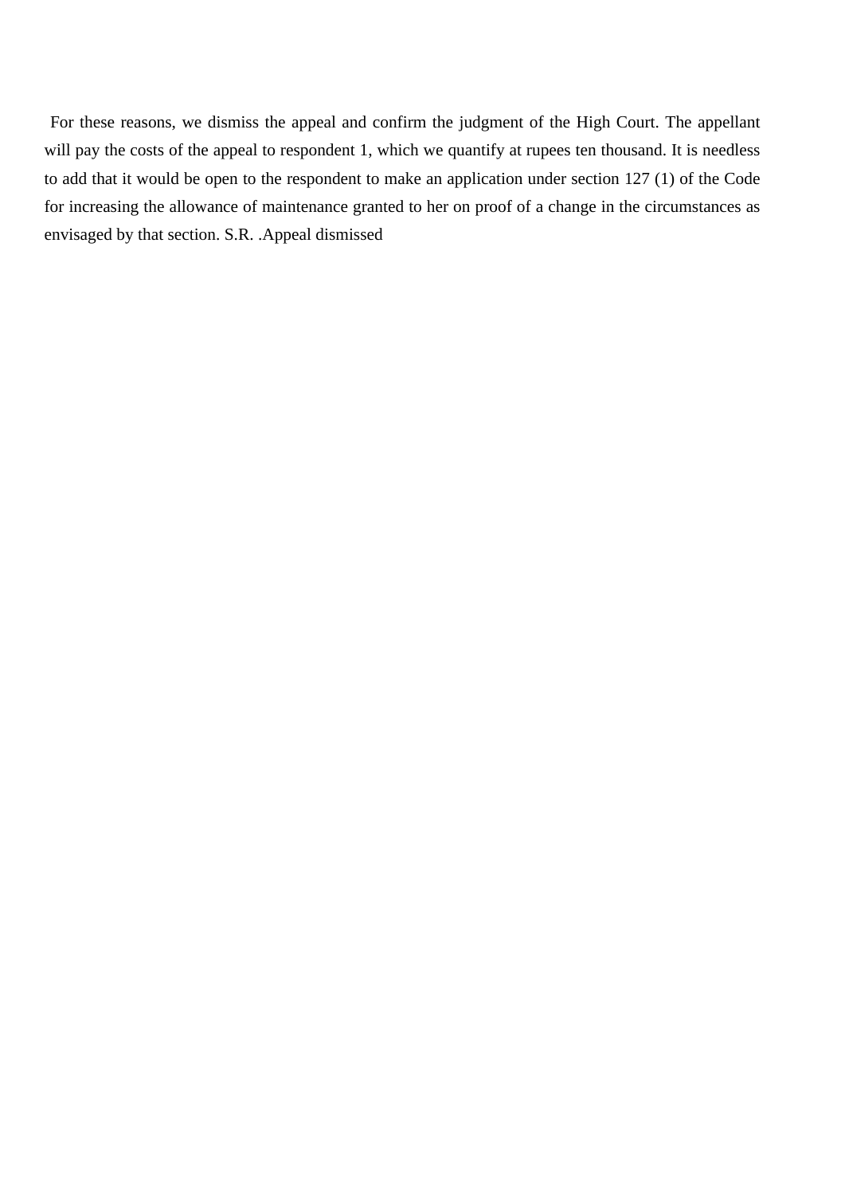For these reasons, we dismiss the appeal and confirm the judgment of the High Court. The appellant will pay the costs of the appeal to respondent 1, which we quantify at rupees ten thousand. It is needless to add that it would be open to the respondent to make an application under section 127 (1) of the Code for increasing the allowance of maintenance granted to her on proof of a change in the circumstances as envisaged by that section. S.R. .Appeal dismissed